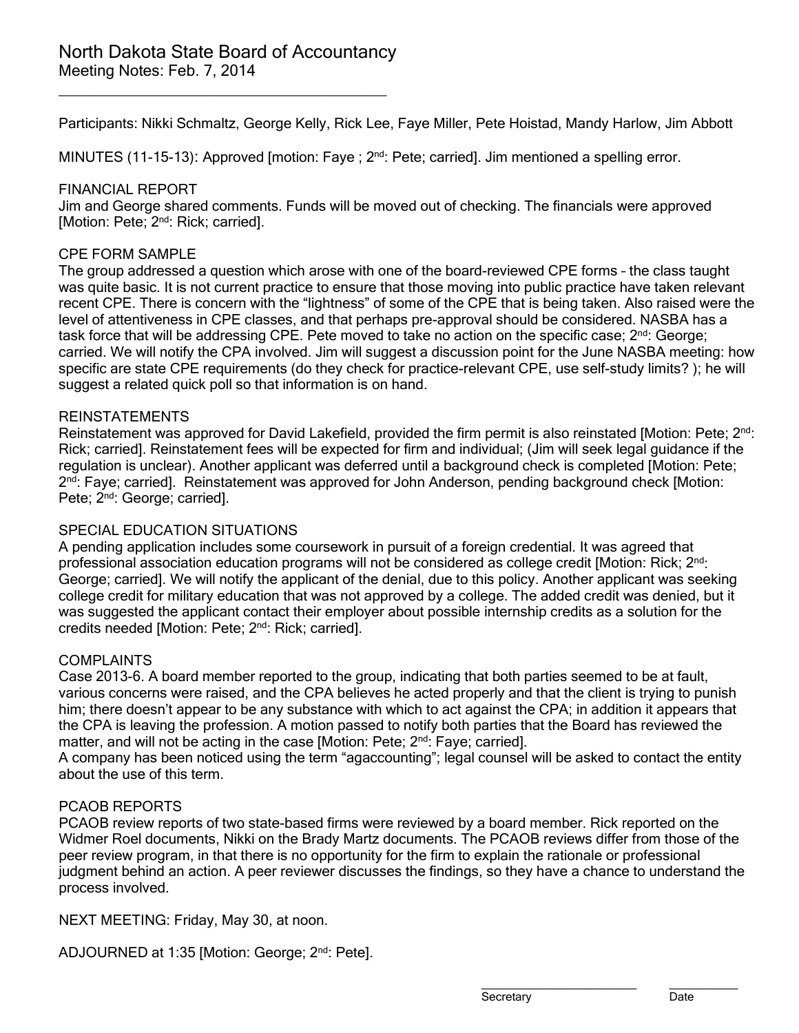# North Dakota State Board of Accountancy

Meeting Notes: Feb. 7, 2014

Participants: Nikki Schmaltz, George Kelly, Rick Lee, Faye Miller, Pete Hoistad, Mandy Harlow, Jim Abbott

MINUTES (11-15-13): Approved [motion: Faye ; 2nd: Pete; carried]. Jim mentioned a spelling error.

## FINANCIAL REPORT

Jim and George shared comments. Funds will be moved out of checking. The financials were approved [Motion: Pete; 2nd: Rick; carried].

## CPE FORM SAMPLE

The group addressed a question which arose with one of the board-reviewed CPE forms – the class taught was quite basic. It is not current practice to ensure that those moving into public practice have taken relevant recent CPE. There is concern with the "lightness" of some of the CPE that is being taken. Also raised were the level of attentiveness in CPE classes, and that perhaps pre-approval should be considered. NASBA has a task force that will be addressing CPE. Pete moved to take no action on the specific case; 2nd: George; carried. We will notify the CPA involved. Jim will suggest a discussion point for the June NASBA meeting: how specific are state CPE requirements (do they check for practice-relevant CPE, use self-study limits? ); he will suggest a related quick poll so that information is on hand.

## REINSTATEMENTS

Reinstatement was approved for David Lakefield, provided the firm permit is also reinstated [Motion: Pete; 2nd: Rick; carried]. Reinstatement fees will be expected for firm and individual; (Jim will seek legal guidance if the regulation is unclear). Another applicant was deferred until a background check is completed [Motion: Pete; 2nd: Faye; carried]. Reinstatement was approved for John Anderson, pending background check [Motion: Pete; 2nd: George; carried].

## SPECIAL EDUCATION SITUATIONS

A pending application includes some coursework in pursuit of a foreign credential. It was agreed that professional association education programs will not be considered as college credit [Motion: Rick; 2nd: George; carried]. We will notify the applicant of the denial, due to this policy. Another applicant was seeking college credit for military education that was not approved by a college. The added credit was denied, but it was suggested the applicant contact their employer about possible internship credits as a solution for the credits needed [Motion: Pete; 2nd: Rick; carried].

## COMPLAINTS

Case 2013-6. A board member reported to the group, indicating that both parties seemed to be at fault, various concerns were raised, and the CPA believes he acted properly and that the client is trying to punish him; there doesn't appear to be any substance with which to act against the CPA; in addition it appears that the CPA is leaving the profession. A motion passed to notify both parties that the Board has reviewed the matter, and will not be acting in the case [Motion: Pete; 2nd: Faye; carried].

A company has been noticed using the term "agaccounting"; legal counsel will be asked to contact the entity about the use of this term.

## PCAOB REPORTS

PCAOB review reports of two state-based firms were reviewed by a board member. Rick reported on the Widmer Roel documents, Nikki on the Brady Martz documents. The PCAOB reviews differ from those of the peer review program, in that there is no opportunity for the firm to explain the rationale or professional judgment behind an action. A peer reviewer discusses the findings, so they have a chance to understand the process involved.

NEXT MEETING: Friday, May 30, at noon.

ADJOURNED at 1:35 [Motion: George; 2nd: Pete].

\_\_\_\_\_\_\_\_\_\_\_\_\_\_\_\_\_\_\_\_\_\_\_\_ \_\_\_\_\_\_\_\_\_\_

Secretary Date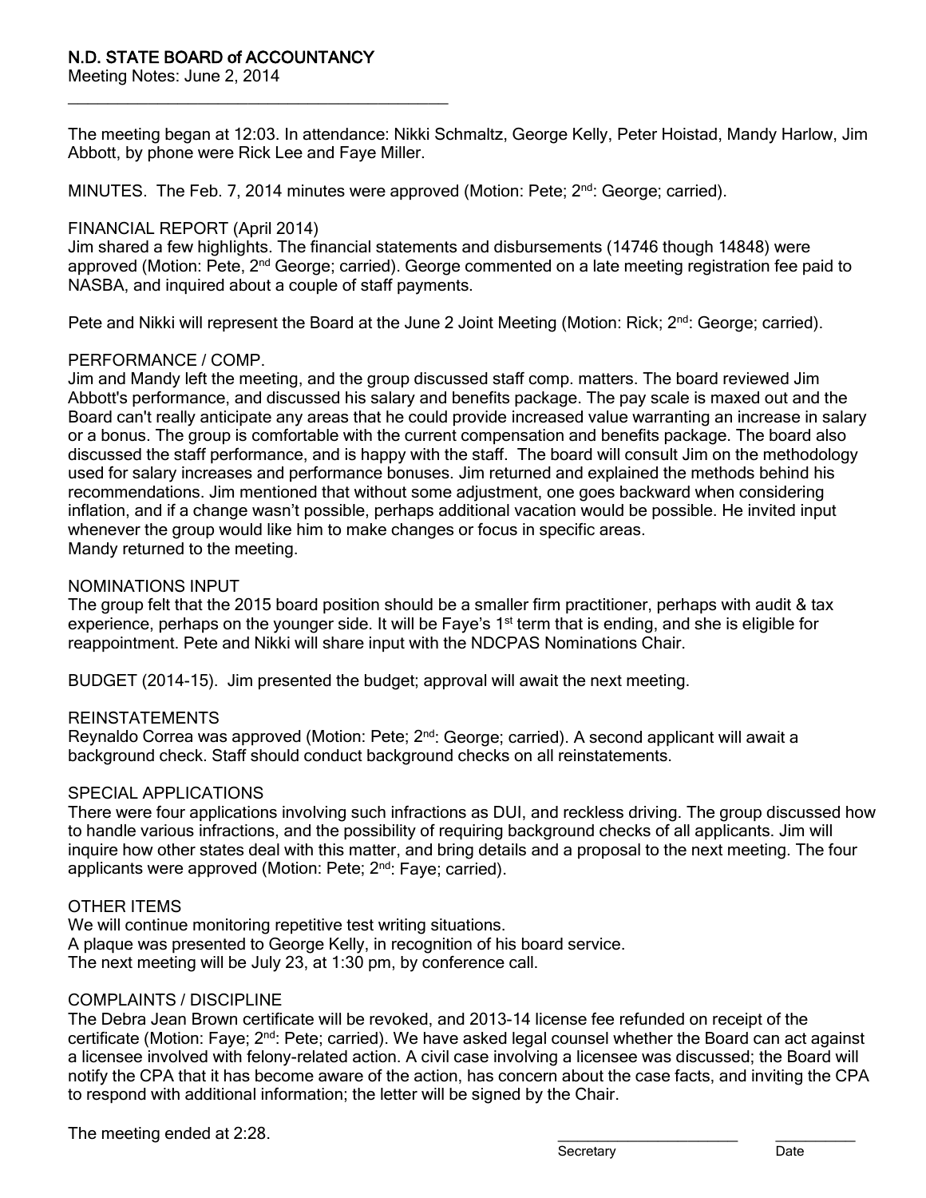# N.D. STATE BOARD of ACCOUNTANCY

Meeting Notes: June 2, 2014

---

The meeting began at 12:03. In attendance: Nikki Schmaltz, George Kelly, Peter Hoistad, Mandy Harlow, Jim Abbott, by phone were Rick Lee and Faye Miller.

MINUTES. The Feb. 7, 2014 minutes were approved (Motion: Pete; 2nd: George; carried).

## FINANCIAL REPORT (April 2014)

Jim shared a few highlights. The financial statements and disbursements (14746 though 14848) were approved (Motion: Pete, 2nd George; carried). George commented on a late meeting registration fee paid to NASBA, and inquired about a couple of staff payments.

Pete and Nikki will represent the Board at the June 2 Joint Meeting (Motion: Rick; 2nd: George; carried).

## PERFORMANCE / COMP.

Jim and Mandy left the meeting, and the group discussed staff comp. matters. The board reviewed Jim Abbott's performance, and discussed his salary and benefits package. The pay scale is maxed out and the Board can't really anticipate any areas that he could provide increased value warranting an increase in salary or a bonus. The group is comfortable with the current compensation and benefits package. The board also discussed the staff performance, and is happy with the staff. The board will consult Jim on the methodology used for salary increases and performance bonuses. Jim returned and explained the methods behind his recommendations. Jim mentioned that without some adjustment, one goes backward when considering inflation, and if a change wasn't possible, perhaps additional vacation would be possible. He invited input whenever the group would like him to make changes or focus in specific areas.
Mandy returned to the meeting.

## NOMINATIONS INPUT

The group felt that the 2015 board position should be a smaller firm practitioner, perhaps with audit & tax experience, perhaps on the younger side. It will be Faye's 1st term that is ending, and she is eligible for reappointment. Pete and Nikki will share input with the NDCPAS Nominations Chair.

BUDGET (2014-15). Jim presented the budget; approval will await the next meeting.

## REINSTATEMENTS

Reynaldo Correa was approved (Motion: Pete; 2nd: George; carried). A second applicant will await a background check. Staff should conduct background checks on all reinstatements.

## SPECIAL APPLICATIONS

There were four applications involving such infractions as DUI, and reckless driving. The group discussed how to handle various infractions, and the possibility of requiring background checks of all applicants. Jim will inquire how other states deal with this matter, and bring details and a proposal to the next meeting. The four applicants were approved (Motion: Pete; 2nd: Faye; carried).

## OTHER ITEMS

We will continue monitoring repetitive test writing situations.
A plaque was presented to George Kelly, in recognition of his board service.
The next meeting will be July 23, at 1:30 pm, by conference call.

## COMPLAINTS / DISCIPLINE

The Debra Jean Brown certificate will be revoked, and 2013-14 license fee refunded on receipt of the certificate (Motion: Faye; 2nd: Pete; carried). We have asked legal counsel whether the Board can act against a licensee involved with felony-related action. A civil case involving a licensee was discussed; the Board will notify the CPA that it has become aware of the action, has concern about the case facts, and inviting the CPA to respond with additional information; the letter will be signed by the Chair.

The meeting ended at 2:28.

\_\_\_\_\_\_\_\_\_\_\_\_\_\_\_\_\_\_\_\_ \_\_\_\_\_\_\_\_\_\_
Secretary Date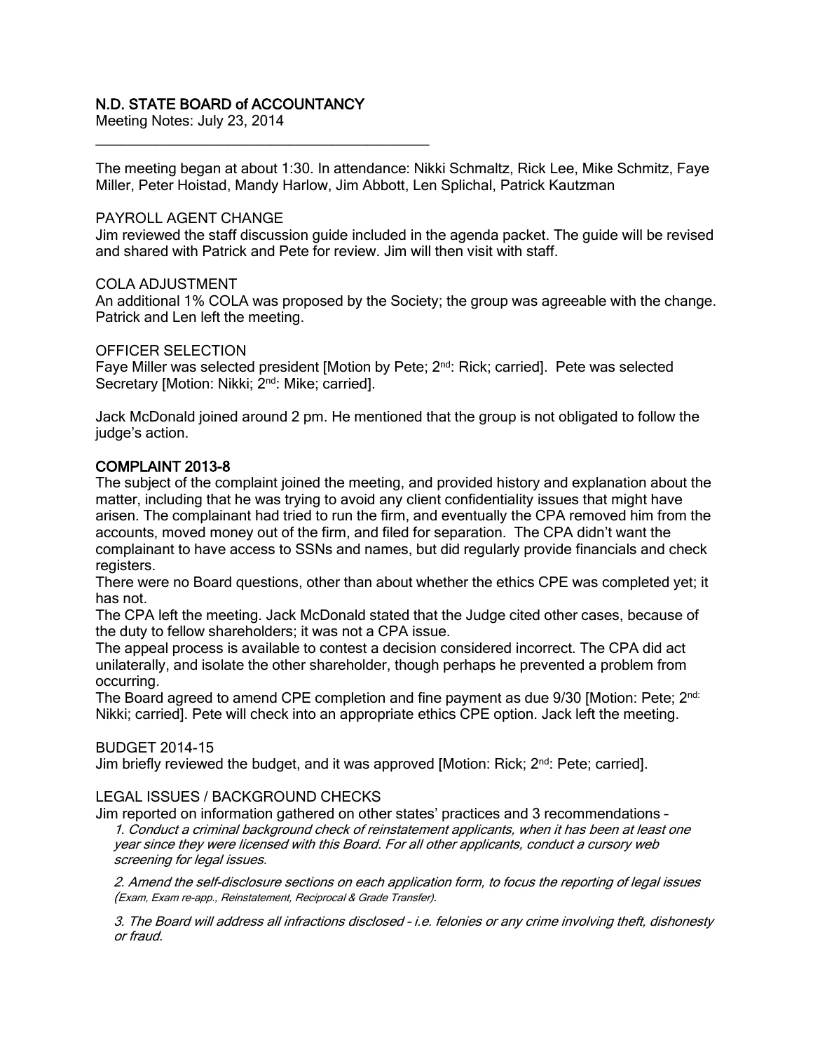# N.D. STATE BOARD of ACCOUNTANCY

Meeting Notes: July 23, 2014

---

The meeting began at about 1:30. In attendance: Nikki Schmaltz, Rick Lee, Mike Schmitz, Faye Miller, Peter Hoistad, Mandy Harlow, Jim Abbott, Len Splichal, Patrick Kautzman

## PAYROLL AGENT CHANGE

Jim reviewed the staff discussion guide included in the agenda packet. The guide will be revised and shared with Patrick and Pete for review. Jim will then visit with staff.

## COLA ADJUSTMENT

An additional 1% COLA was proposed by the Society; the group was agreeable with the change. Patrick and Len left the meeting.

## OFFICER SELECTION

Faye Miller was selected president [Motion by Pete; 2nd: Rick; carried]. Pete was selected Secretary [Motion: Nikki; 2nd: Mike; carried].

Jack McDonald joined around 2 pm. He mentioned that the group is not obligated to follow the judge's action.

## COMPLAINT 2013-8

The subject of the complaint joined the meeting, and provided history and explanation about the matter, including that he was trying to avoid any client confidentiality issues that might have arisen. The complainant had tried to run the firm, and eventually the CPA removed him from the accounts, moved money out of the firm, and filed for separation. The CPA didn't want the complainant to have access to SSNs and names, but did regularly provide financials and check registers.

There were no Board questions, other than about whether the ethics CPE was completed yet; it has not.

The CPA left the meeting. Jack McDonald stated that the Judge cited other cases, because of the duty to fellow shareholders; it was not a CPA issue.

The appeal process is available to contest a decision considered incorrect. The CPA did act unilaterally, and isolate the other shareholder, though perhaps he prevented a problem from occurring.

The Board agreed to amend CPE completion and fine payment as due 9/30 [Motion: Pete; 2nd: Nikki; carried]. Pete will check into an appropriate ethics CPE option. Jack left the meeting.

## BUDGET 2014-15

Jim briefly reviewed the budget, and it was approved [Motion: Rick; 2nd: Pete; carried].

## LEGAL ISSUES / BACKGROUND CHECKS

Jim reported on information gathered on other states' practices and 3 recommendations –

*1. Conduct a criminal background check of reinstatement applicants, when it has been at least one year since they were licensed with this Board. For all other applicants, conduct a cursory web screening for legal issues.*

*2. Amend the self-disclosure sections on each application form, to focus the reporting of legal issues (Exam, Exam re-app., Reinstatement, Reciprocal & Grade Transfer).*

*3. The Board will address all infractions disclosed – i.e. felonies or any crime involving theft, dishonesty or fraud.*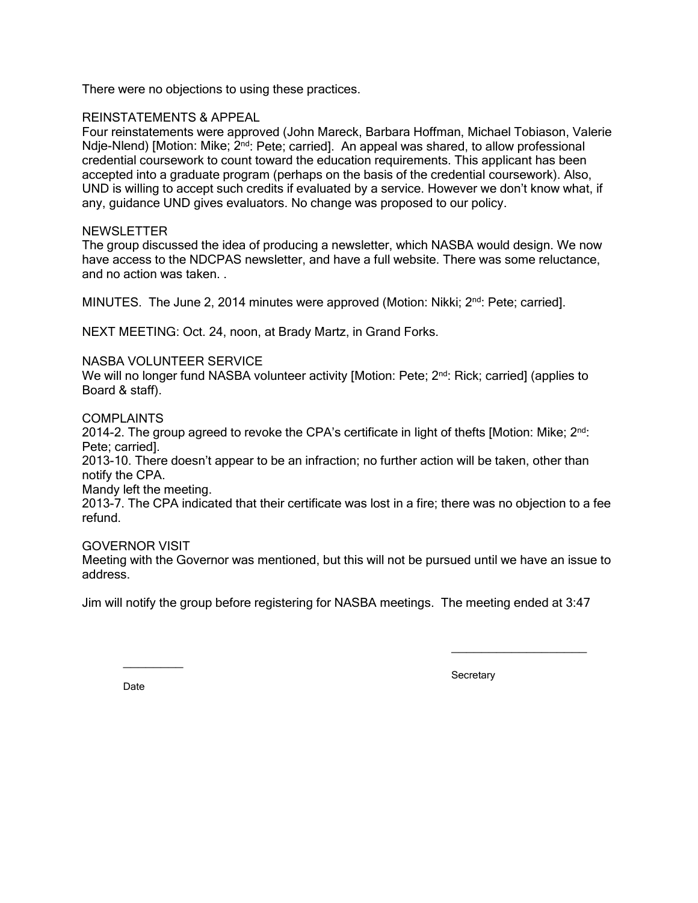There were no objections to using these practices.

REINSTATEMENTS & APPEAL

Four reinstatements were approved (John Mareck, Barbara Hoffman, Michael Tobiason, Valerie Ndje-Nlend) [Motion: Mike; 2nd: Pete; carried]. An appeal was shared, to allow professional credential coursework to count toward the education requirements. This applicant has been accepted into a graduate program (perhaps on the basis of the credential coursework). Also, UND is willing to accept such credits if evaluated by a service. However we don't know what, if any, guidance UND gives evaluators. No change was proposed to our policy.

NEWSLETTER

The group discussed the idea of producing a newsletter, which NASBA would design. We now have access to the NDCPAS newsletter, and have a full website. There was some reluctance, and no action was taken. .

MINUTES. The June 2, 2014 minutes were approved (Motion: Nikki; 2nd: Pete; carried].

NEXT MEETING: Oct. 24, noon, at Brady Martz, in Grand Forks.

NASBA VOLUNTEER SERVICE

We will no longer fund NASBA volunteer activity [Motion: Pete; 2nd: Rick; carried] (applies to Board & staff).

COMPLAINTS

2014-2. The group agreed to revoke the CPA's certificate in light of thefts [Motion: Mike; 2nd: Pete; carried].

2013-10. There doesn't appear to be an infraction; no further action will be taken, other than notify the CPA.

Mandy left the meeting.

2013-7. The CPA indicated that their certificate was lost in a fire; there was no objection to a fee refund.

GOVERNOR VISIT

Meeting with the Governor was mentioned, but this will not be pursued until we have an issue to address.

Jim will notify the group before registering for NASBA meetings. The meeting ended at 3:47

__________ Date

______________________ Secretary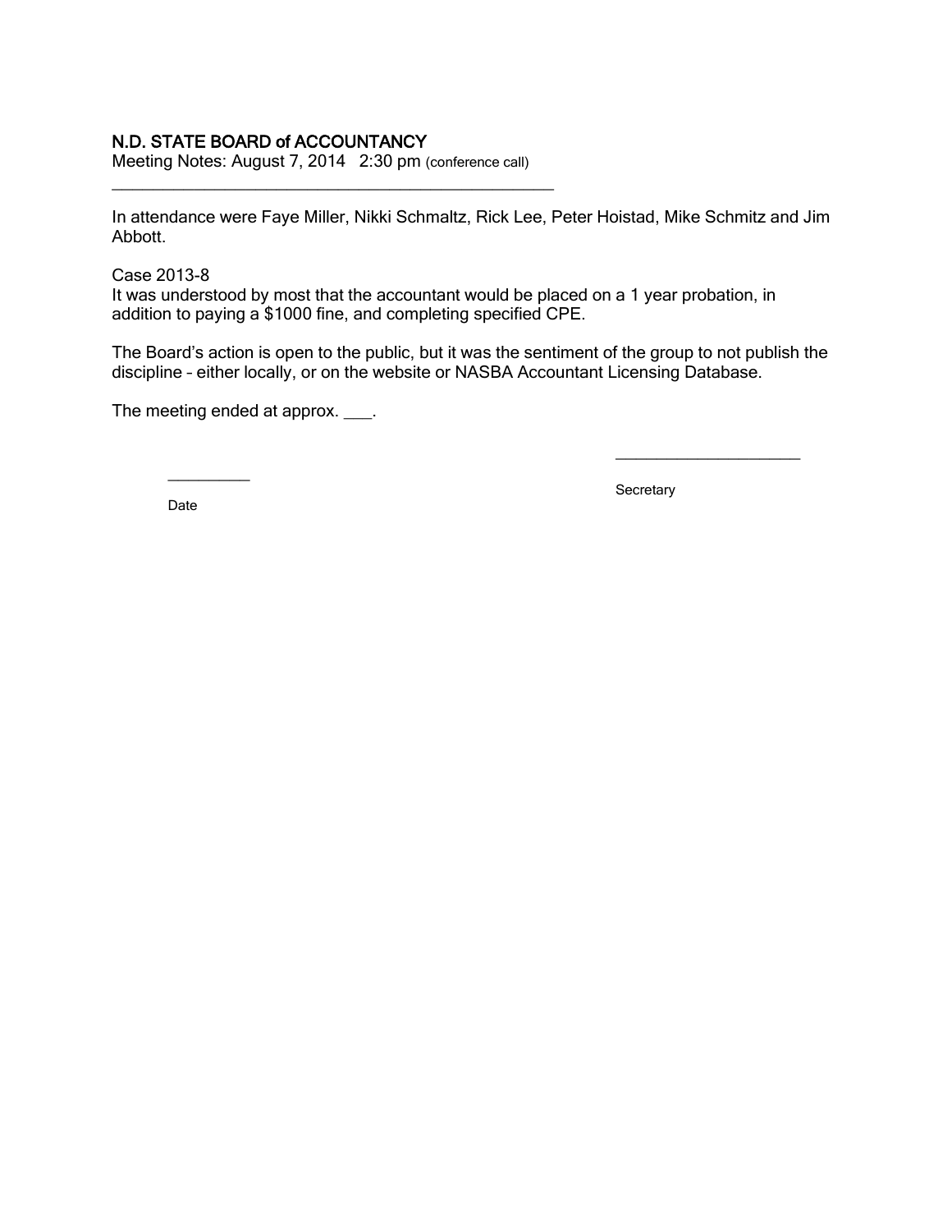# N.D. STATE BOARD of ACCOUNTANCY

Meeting Notes: August 7, 2014 2:30 pm (conference call)

---

In attendance were Faye Miller, Nikki Schmaltz, Rick Lee, Peter Hoistad, Mike Schmitz and Jim Abbott.

Case 2013-8

It was understood by most that the accountant would be placed on a 1 year probation, in addition to paying a $1000 fine, and completing specified CPE.

The Board's action is open to the public, but it was the sentiment of the group to not publish the discipline – either locally, or on the website or NASBA Accountant Licensing Database.

The meeting ended at approx. ___.

__________ Date

______________________ Secretary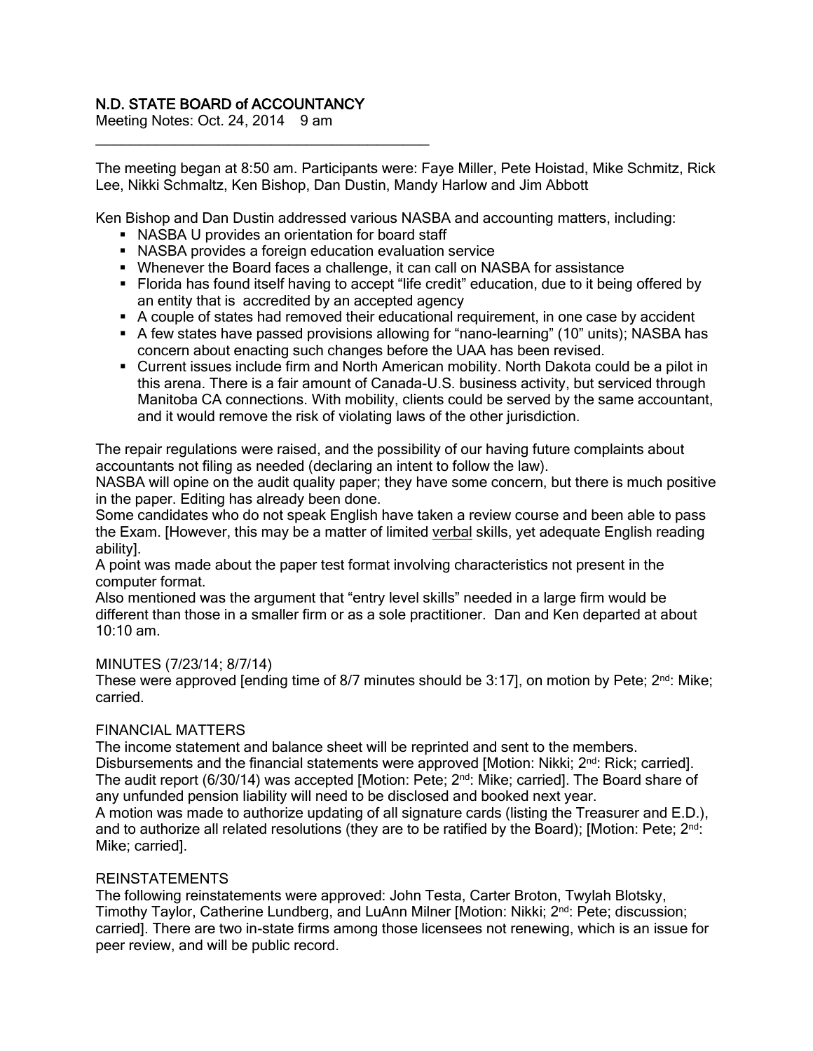# N.D. STATE BOARD of ACCOUNTANCY

Meeting Notes: Oct. 24, 2014 9 am

---

The meeting began at 8:50 am. Participants were: Faye Miller, Pete Hoistad, Mike Schmitz, Rick Lee, Nikki Schmaltz, Ken Bishop, Dan Dustin, Mandy Harlow and Jim Abbott

Ken Bishop and Dan Dustin addressed various NASBA and accounting matters, including:

- NASBA U provides an orientation for board staff
- NASBA provides a foreign education evaluation service
- Whenever the Board faces a challenge, it can call on NASBA for assistance
- Florida has found itself having to accept "life credit" education, due to it being offered by an entity that is accredited by an accepted agency
- A couple of states had removed their educational requirement, in one case by accident
- A few states have passed provisions allowing for "nano-learning" (10" units); NASBA has concern about enacting such changes before the UAA has been revised.
- Current issues include firm and North American mobility. North Dakota could be a pilot in this arena. There is a fair amount of Canada-U.S. business activity, but serviced through Manitoba CA connections. With mobility, clients could be served by the same accountant, and it would remove the risk of violating laws of the other jurisdiction.

The repair regulations were raised, and the possibility of our having future complaints about accountants not filing as needed (declaring an intent to follow the law).
NASBA will opine on the audit quality paper; they have some concern, but there is much positive in the paper. Editing has already been done.
Some candidates who do not speak English have taken a review course and been able to pass the Exam. [However, this may be a matter of limited <u>verbal</u> skills, yet adequate English reading ability].
A point was made about the paper test format involving characteristics not present in the computer format.
Also mentioned was the argument that "entry level skills" needed in a large firm would be different than those in a smaller firm or as a sole practitioner. Dan and Ken departed at about 10:10 am.

## MINUTES (7/23/14; 8/7/14)

These were approved [ending time of 8/7 minutes should be 3:17], on motion by Pete; 2nd: Mike; carried.

## FINANCIAL MATTERS

The income statement and balance sheet will be reprinted and sent to the members.
Disbursements and the financial statements were approved [Motion: Nikki; 2nd: Rick; carried].
The audit report (6/30/14) was accepted [Motion: Pete; 2nd: Mike; carried]. The Board share of any unfunded pension liability will need to be disclosed and booked next year.
A motion was made to authorize updating of all signature cards (listing the Treasurer and E.D.), and to authorize all related resolutions (they are to be ratified by the Board); [Motion: Pete; 2nd: Mike; carried].

## REINSTATEMENTS

The following reinstatements were approved: John Testa, Carter Broton, Twylah Blotsky, Timothy Taylor, Catherine Lundberg, and LuAnn Milner [Motion: Nikki; 2nd: Pete; discussion; carried]. There are two in-state firms among those licensees not renewing, which is an issue for peer review, and will be public record.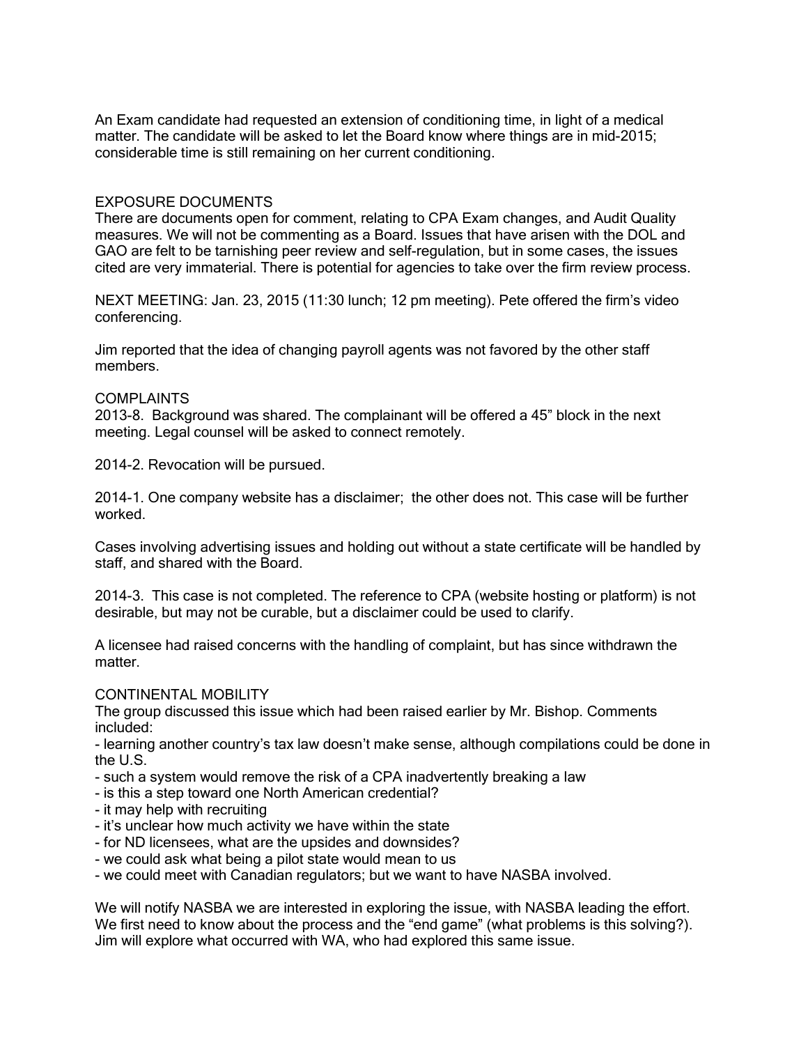An Exam candidate had requested an extension of conditioning time, in light of a medical matter. The candidate will be asked to let the Board know where things are in mid-2015; considerable time is still remaining on her current conditioning.

EXPOSURE DOCUMENTS
There are documents open for comment, relating to CPA Exam changes, and Audit Quality measures. We will not be commenting as a Board. Issues that have arisen with the DOL and GAO are felt to be tarnishing peer review and self-regulation, but in some cases, the issues cited are very immaterial. There is potential for agencies to take over the firm review process.

NEXT MEETING: Jan. 23, 2015 (11:30 lunch; 12 pm meeting). Pete offered the firm's video conferencing.

Jim reported that the idea of changing payroll agents was not favored by the other staff members.

COMPLAINTS
2013-8. Background was shared. The complainant will be offered a 45" block in the next meeting. Legal counsel will be asked to connect remotely.

2014-2. Revocation will be pursued.

2014-1. One company website has a disclaimer; the other does not. This case will be further worked.

Cases involving advertising issues and holding out without a state certificate will be handled by staff, and shared with the Board.

2014-3. This case is not completed. The reference to CPA (website hosting or platform) is not desirable, but may not be curable, but a disclaimer could be used to clarify.

A licensee had raised concerns with the handling of complaint, but has since withdrawn the matter.

CONTINENTAL MOBILITY
The group discussed this issue which had been raised earlier by Mr. Bishop. Comments included:
- learning another country's tax law doesn't make sense, although compilations could be done in the U.S.
- such a system would remove the risk of a CPA inadvertently breaking a law
- is this a step toward one North American credential?
- it may help with recruiting
- it's unclear how much activity we have within the state
- for ND licensees, what are the upsides and downsides?
- we could ask what being a pilot state would mean to us
- we could meet with Canadian regulators; but we want to have NASBA involved.

We will notify NASBA we are interested in exploring the issue, with NASBA leading the effort. We first need to know about the process and the "end game" (what problems is this solving?). Jim will explore what occurred with WA, who had explored this same issue.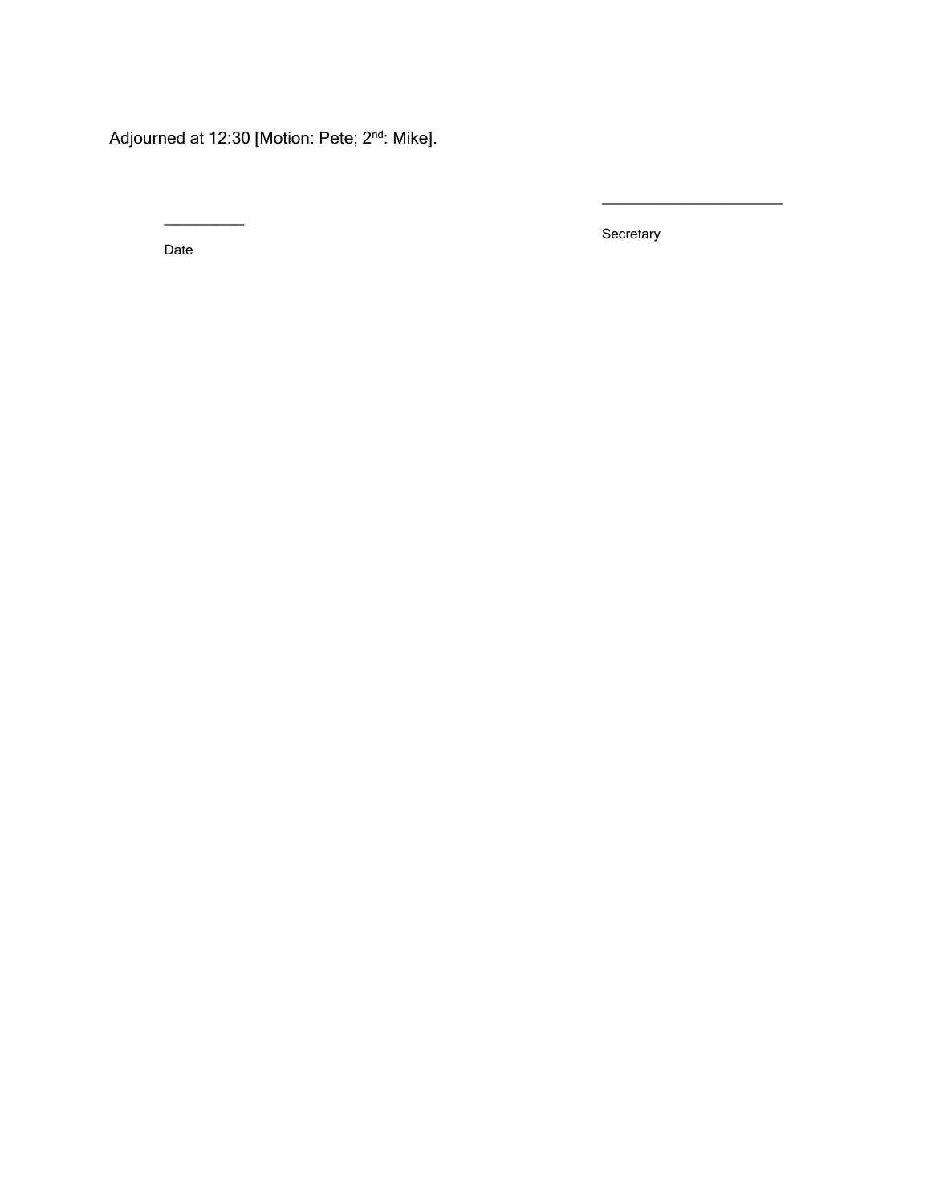Adjourned at 12:30 [Motion: Pete; 2nd: Mike].

\_\_\_\_\_\_\_\_\_\_\_\_\_\_\_\_\_\_\_\_\_\_\_\_

Secretary

\_\_\_\_\_\_\_\_\_\_

Date